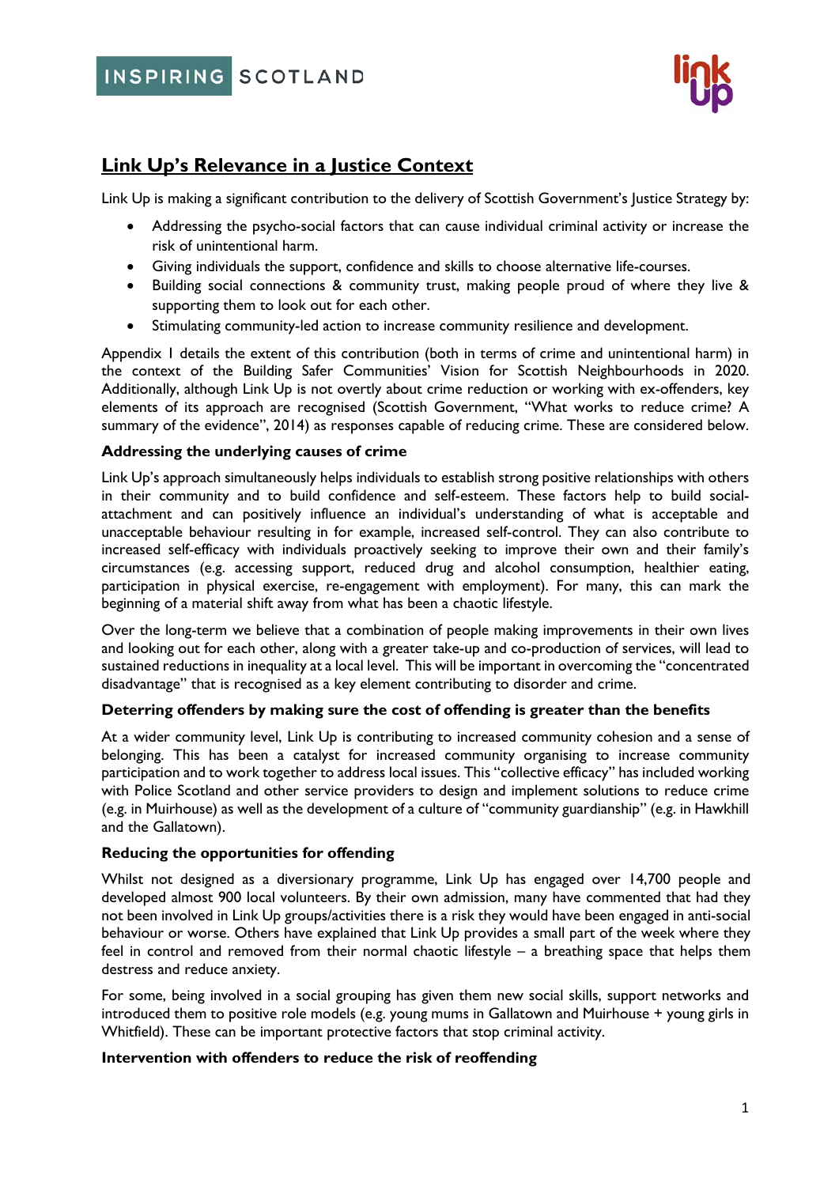# Link Up's Relevance in a Justice Context

Link Up is making a significant contribution to the delivery of Scottish Government's Justice Strategy by:

- Addressing the psycho-social factors that can cause individual criminal activity or increase the risk of unintentional harm.
- Giving individuals the support, confidence and skills to choose alternative life-courses.
- Building social connections & community trust, making people proud of where they live & supporting them to look out for each other.
- Stimulating community-led action to increase community resilience and development.

Appendix 1 details the extent of this contribution (both in terms of crime and unintentional harm) in the context of the Building Safer Communities' Vision for Scottish Neighbourhoods in 2020. Additionally, although Link Up is not overtly about crime reduction or working with ex-offenders, key elements of its approach are recognised (Scottish Government, "What works to reduce crime? A summary of the evidence", 2014) as responses capable of reducing crime. These are considered below.

**Addressing the underlying causes of crime**

Link Up's approach simultaneously helps individuals to establish strong positive relationships with others in their community and to build confidence and self-esteem. These factors help to build social-attachment and can positively influence an individual's understanding of what is acceptable and unacceptable behaviour resulting in for example, increased self-control. They can also contribute to increased self-efficacy with individuals proactively seeking to improve their own and their family's circumstances (e.g. accessing support, reduced drug and alcohol consumption, healthier eating, participation in physical exercise, re-engagement with employment). For many, this can mark the beginning of a material shift away from what has been a chaotic lifestyle.

Over the long-term we believe that a combination of people making improvements in their own lives and looking out for each other, along with a greater take-up and co-production of services, will lead to sustained reductions in inequality at a local level. This will be important in overcoming the "concentrated disadvantage" that is recognised as a key element contributing to disorder and crime.

**Deterring offenders by making sure the cost of offending is greater than the benefits**

At a wider community level, Link Up is contributing to increased community cohesion and a sense of belonging. This has been a catalyst for increased community organising to increase community participation and to work together to address local issues. This "collective efficacy" has included working with Police Scotland and other service providers to design and implement solutions to reduce crime (e.g. in Muirhouse) as well as the development of a culture of "community guardianship" (e.g. in Hawkhill and the Gallatown).

**Reducing the opportunities for offending**

Whilst not designed as a diversionary programme, Link Up has engaged over 14,700 people and developed almost 900 local volunteers. By their own admission, many have commented that had they not been involved in Link Up groups/activities there is a risk they would have been engaged in anti-social behaviour or worse. Others have explained that Link Up provides a small part of the week where they feel in control and removed from their normal chaotic lifestyle – a breathing space that helps them destress and reduce anxiety.

For some, being involved in a social grouping has given them new social skills, support networks and introduced them to positive role models (e.g. young mums in Gallatown and Muirhouse + young girls in Whitfield). These can be important protective factors that stop criminal activity.

**Intervention with offenders to reduce the risk of reoffending**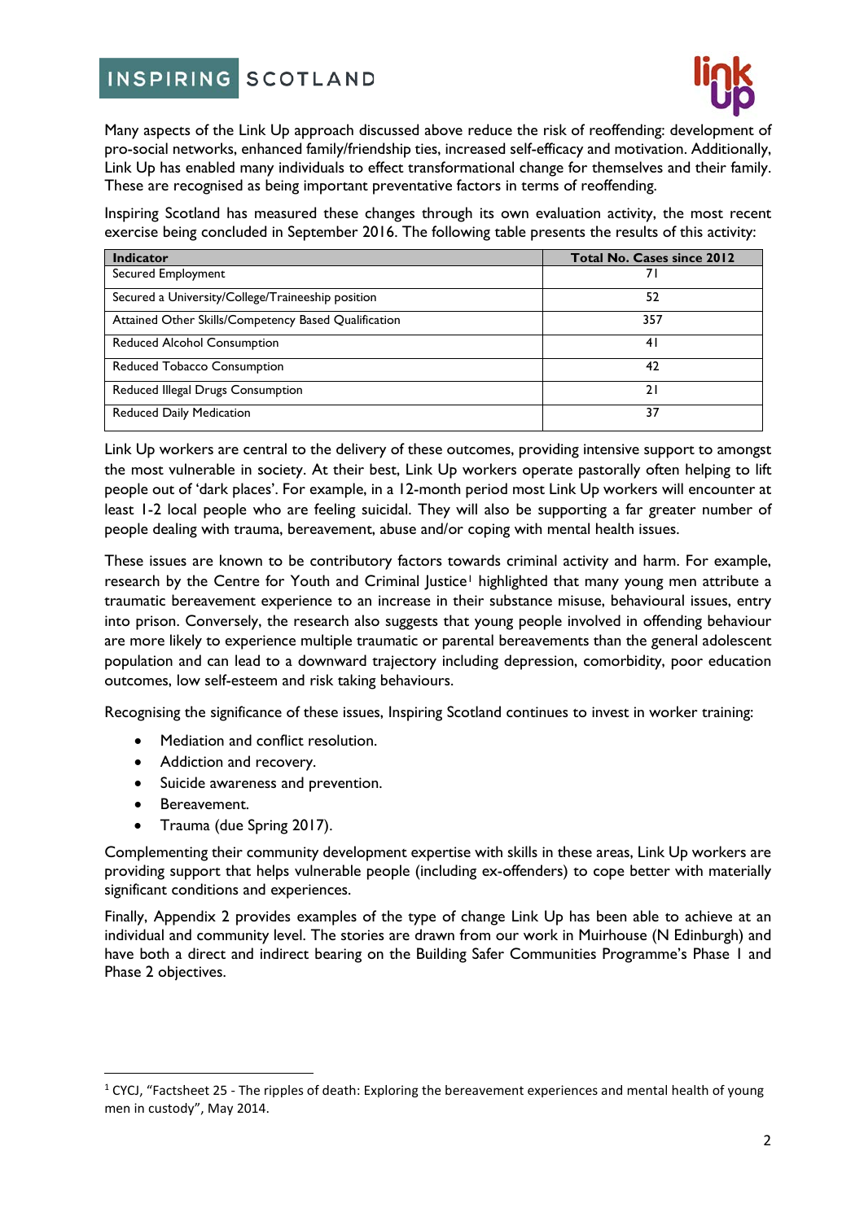Many aspects of the Link Up approach discussed above reduce the risk of reoffending: development of pro-social networks, enhanced family/friendship ties, increased self-efficacy and motivation. Additionally, Link Up has enabled many individuals to effect transformational change for themselves and their family. These are recognised as being important preventative factors in terms of reoffending.

Inspiring Scotland has measured these changes through its own evaluation activity, the most recent exercise being concluded in September 2016. The following table presents the results of this activity:

| Indicator | Total No. Cases since 2012 |
| --- | --- |
| Secured Employment | 71 |
| Secured a University/College/Traineeship position | 52 |
| Attained Other Skills/Competency Based Qualification | 357 |
| Reduced Alcohol Consumption | 41 |
| Reduced Tobacco Consumption | 42 |
| Reduced Illegal Drugs Consumption | 21 |
| Reduced Daily Medication | 37 |

Link Up workers are central to the delivery of these outcomes, providing intensive support to amongst the most vulnerable in society. At their best, Link Up workers operate pastorally often helping to lift people out of 'dark places'. For example, in a 12-month period most Link Up workers will encounter at least 1-2 local people who are feeling suicidal. They will also be supporting a far greater number of people dealing with trauma, bereavement, abuse and/or coping with mental health issues.

These issues are known to be contributory factors towards criminal activity and harm. For example, research by the Centre for Youth and Criminal Justice[1] highlighted that many young men attribute a traumatic bereavement experience to an increase in their substance misuse, behavioural issues, entry into prison. Conversely, the research also suggests that young people involved in offending behaviour are more likely to experience multiple traumatic or parental bereavements than the general adolescent population and can lead to a downward trajectory including depression, comorbidity, poor education outcomes, low self-esteem and risk taking behaviours.

Recognising the significance of these issues, Inspiring Scotland continues to invest in worker training:

- Mediation and conflict resolution.
- Addiction and recovery.
- Suicide awareness and prevention.
- Bereavement.
- Trauma (due Spring 2017).

Complementing their community development expertise with skills in these areas, Link Up workers are providing support that helps vulnerable people (including ex-offenders) to cope better with materially significant conditions and experiences.

Finally, Appendix 2 provides examples of the type of change Link Up has been able to achieve at an individual and community level. The stories are drawn from our work in Muirhouse (N Edinburgh) and have both a direct and indirect bearing on the Building Safer Communities Programme's Phase 1 and Phase 2 objectives.

[1] CYCJ, "Factsheet 25 - The ripples of death: Exploring the bereavement experiences and mental health of young men in custody", May 2014.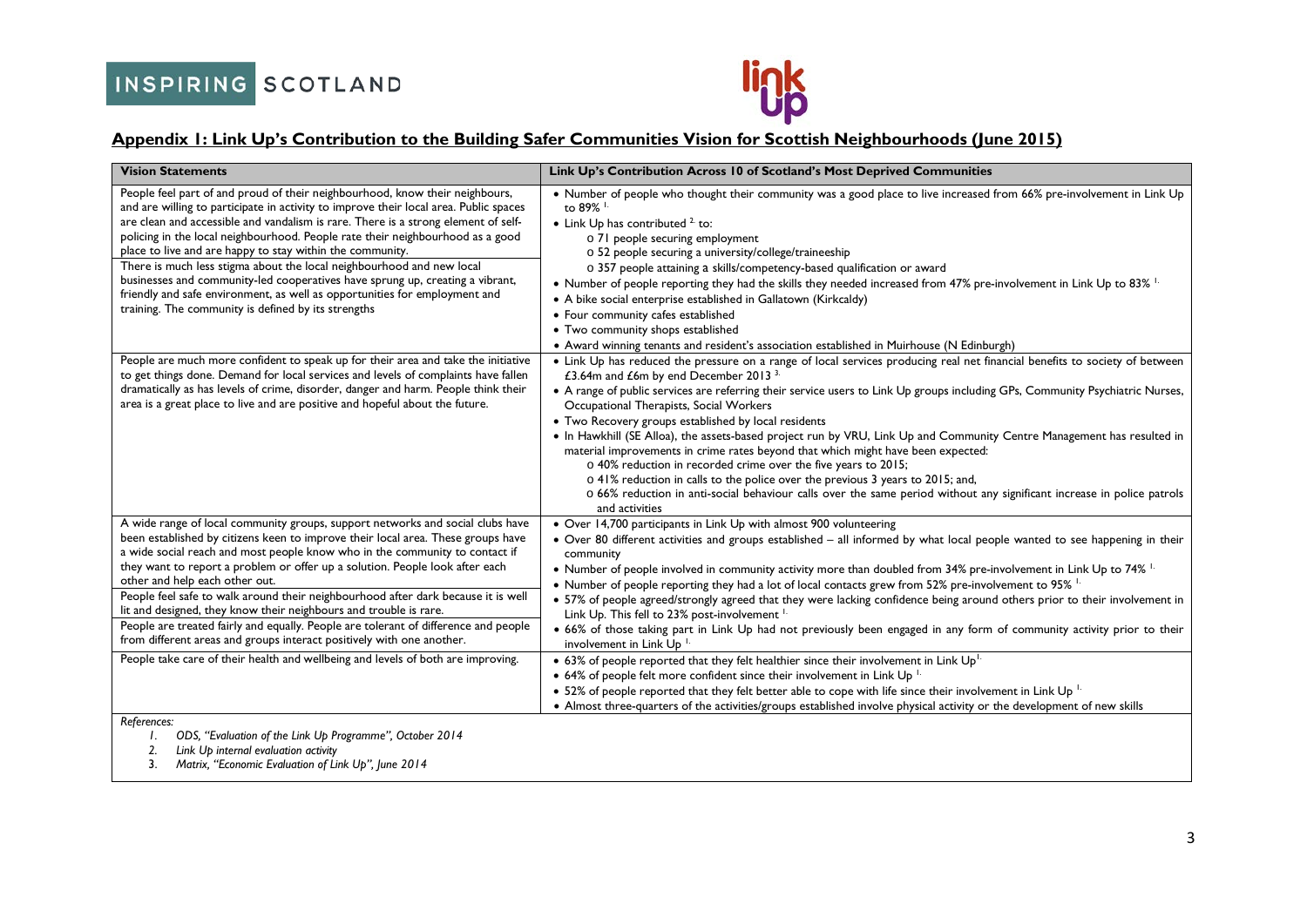## Appendix 1: Link Up's Contribution to the Building Safer Communities Vision for Scottish Neighbourhoods (June 2015)

| Vision Statements | Link Up's Contribution Across 10 of Scotland's Most Deprived Communities |
|---|---|
| People feel part of and proud of their neighbourhood, know their neighbours, and are willing to participate in activity to improve their local area. Public spaces are clean and accessible and vandalism is rare. There is a strong element of self-policing in the local neighbourhood. People rate their neighbourhood as a good place to live and are happy to stay within the community.<br>There is much less stigma about the local neighbourhood and new local businesses and community-led cooperatives have sprung up, creating a vibrant, friendly and safe environment, as well as opportunities for employment and training. The community is defined by its strengths | • Number of people who thought their community was a good place to live increased from 66% pre-involvement in Link Up to 89% [1.]<br>• Link Up has contributed [2.] to:<br>o 71 people securing employment<br>o 52 people securing a university/college/traineeship<br>o 357 people attaining a skills/competency-based qualification or award<br>• Number of people reporting they had the skills they needed increased from 47% pre-involvement in Link Up to 83% [1.]<br>• A bike social enterprise established in Gallatown (Kirkcaldy)<br>• Four community cafes established<br>• Two community shops established<br>• Award winning tenants and resident's association established in Muirhouse (N Edinburgh) |
| People are much more confident to speak up for their area and take the initiative to get things done. Demand for local services and levels of complaints have fallen dramatically as has levels of crime, disorder, danger and harm. People think their area is a great place to live and are positive and hopeful about the future. | • Link Up has reduced the pressure on a range of local services producing real net financial benefits to society of between £3.64m and £6m by end December 2013 [3.]<br>• A range of public services are referring their service users to Link Up groups including GPs, Community Psychiatric Nurses, Occupational Therapists, Social Workers<br>• Two Recovery groups established by local residents<br>• In Hawkhill (SE Alloa), the assets-based project run by VRU, Link Up and Community Centre Management has resulted in material improvements in crime rates beyond that which might have been expected:<br>o 40% reduction in recorded crime over the five years to 2015;<br>o 41% reduction in calls to the police over the previous 3 years to 2015; and,<br>o 66% reduction in anti-social behaviour calls over the same period without any significant increase in police patrols and activities |
| A wide range of local community groups, support networks and social clubs have been established by citizens keen to improve their local area. These groups have a wide social reach and most people know who in the community to contact if they want to report a problem or offer up a solution. People look after each other and help each other out.<br>People feel safe to walk around their neighbourhood after dark because it is well lit and designed, they know their neighbours and trouble is rare.<br>People are treated fairly and equally. People are tolerant of difference and people from different areas and groups interact positively with one another. | • Over 14,700 participants in Link Up with almost 900 volunteering<br>• Over 80 different activities and groups established – all informed by what local people wanted to see happening in their community<br>• Number of people involved in community activity more than doubled from 34% pre-involvement in Link Up to 74% [1.]<br>• Number of people reporting they had a lot of local contacts grew from 52% pre-involvement to 95% [1.]<br>• 57% of people agreed/strongly agreed that they were lacking confidence being around others prior to their involvement in Link Up. This fell to 23% post-involvement [1.]<br>• 66% of those taking part in Link Up had not previously been engaged in any form of community activity prior to their involvement in Link Up [1.] |
| People take care of their health and wellbeing and levels of both are improving. | • 63% of people reported that they felt healthier since their involvement in Link Up[1.]<br>• 64% of people felt more confident since their involvement in Link Up [1.]<br>• 52% of people reported that they felt better able to cope with life since their involvement in Link Up [1.]<br>• Almost three-quarters of the activities/groups established involve physical activity or the development of new skills |

*References:*

1. *ODS, "Evaluation of the Link Up Programme", October 2014*
2. *Link Up internal evaluation activity*
3. *Matrix, "Economic Evaluation of Link Up", June 2014*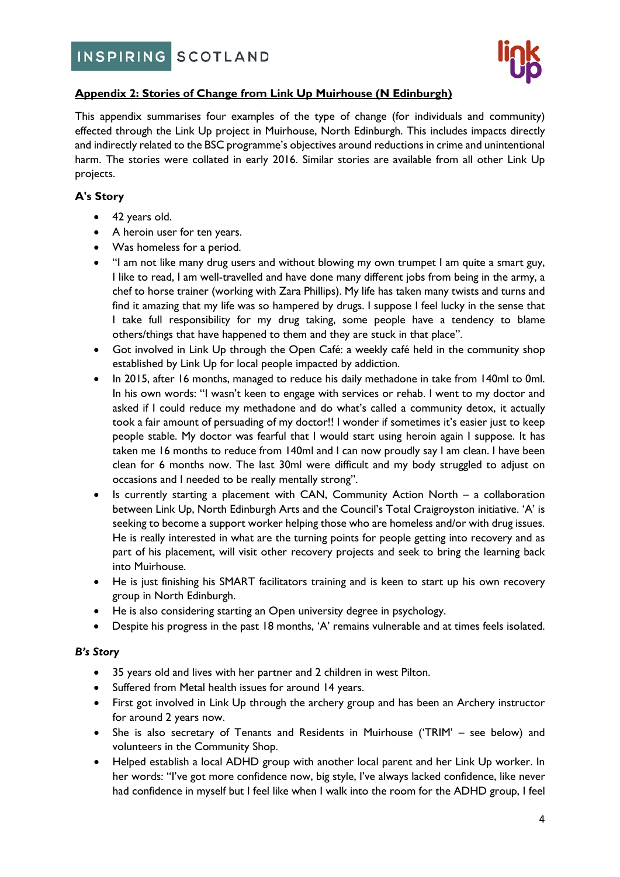## Appendix 2: Stories of Change from Link Up Muirhouse (N Edinburgh)

This appendix summarises four examples of the type of change (for individuals and community) effected through the Link Up project in Muirhouse, North Edinburgh. This includes impacts directly and indirectly related to the BSC programme's objectives around reductions in crime and unintentional harm. The stories were collated in early 2016. Similar stories are available from all other Link Up projects.

### A's Story

- 42 years old.
- A heroin user for ten years.
- Was homeless for a period.
- "I am not like many drug users and without blowing my own trumpet I am quite a smart guy, I like to read, I am well-travelled and have done many different jobs from being in the army, a chef to horse trainer (working with Zara Phillips). My life has taken many twists and turns and find it amazing that my life was so hampered by drugs. I suppose I feel lucky in the sense that I take full responsibility for my drug taking, some people have a tendency to blame others/things that have happened to them and they are stuck in that place".
- Got involved in Link Up through the Open Café: a weekly café held in the community shop established by Link Up for local people impacted by addiction.
- In 2015, after 16 months, managed to reduce his daily methadone in take from 140ml to 0ml. In his own words: "I wasn't keen to engage with services or rehab. I went to my doctor and asked if I could reduce my methadone and do what's called a community detox, it actually took a fair amount of persuading of my doctor!! I wonder if sometimes it's easier just to keep people stable. My doctor was fearful that I would start using heroin again I suppose. It has taken me 16 months to reduce from 140ml and I can now proudly say I am clean. I have been clean for 6 months now. The last 30ml were difficult and my body struggled to adjust on occasions and I needed to be really mentally strong".
- Is currently starting a placement with CAN, Community Action North – a collaboration between Link Up, North Edinburgh Arts and the Council's Total Craigroyston initiative. 'A' is seeking to become a support worker helping those who are homeless and/or with drug issues. He is really interested in what are the turning points for people getting into recovery and as part of his placement, will visit other recovery projects and seek to bring the learning back into Muirhouse.
- He is just finishing his SMART facilitators training and is keen to start up his own recovery group in North Edinburgh.
- He is also considering starting an Open university degree in psychology.
- Despite his progress in the past 18 months, 'A' remains vulnerable and at times feels isolated.

### *B's Story*

- 35 years old and lives with her partner and 2 children in west Pilton.
- Suffered from Metal health issues for around 14 years.
- First got involved in Link Up through the archery group and has been an Archery instructor for around 2 years now.
- She is also secretary of Tenants and Residents in Muirhouse ('TRIM' – see below) and volunteers in the Community Shop.
- Helped establish a local ADHD group with another local parent and her Link Up worker. In her words: "I've got more confidence now, big style, I've always lacked confidence, like never had confidence in myself but I feel like when I walk into the room for the ADHD group, I feel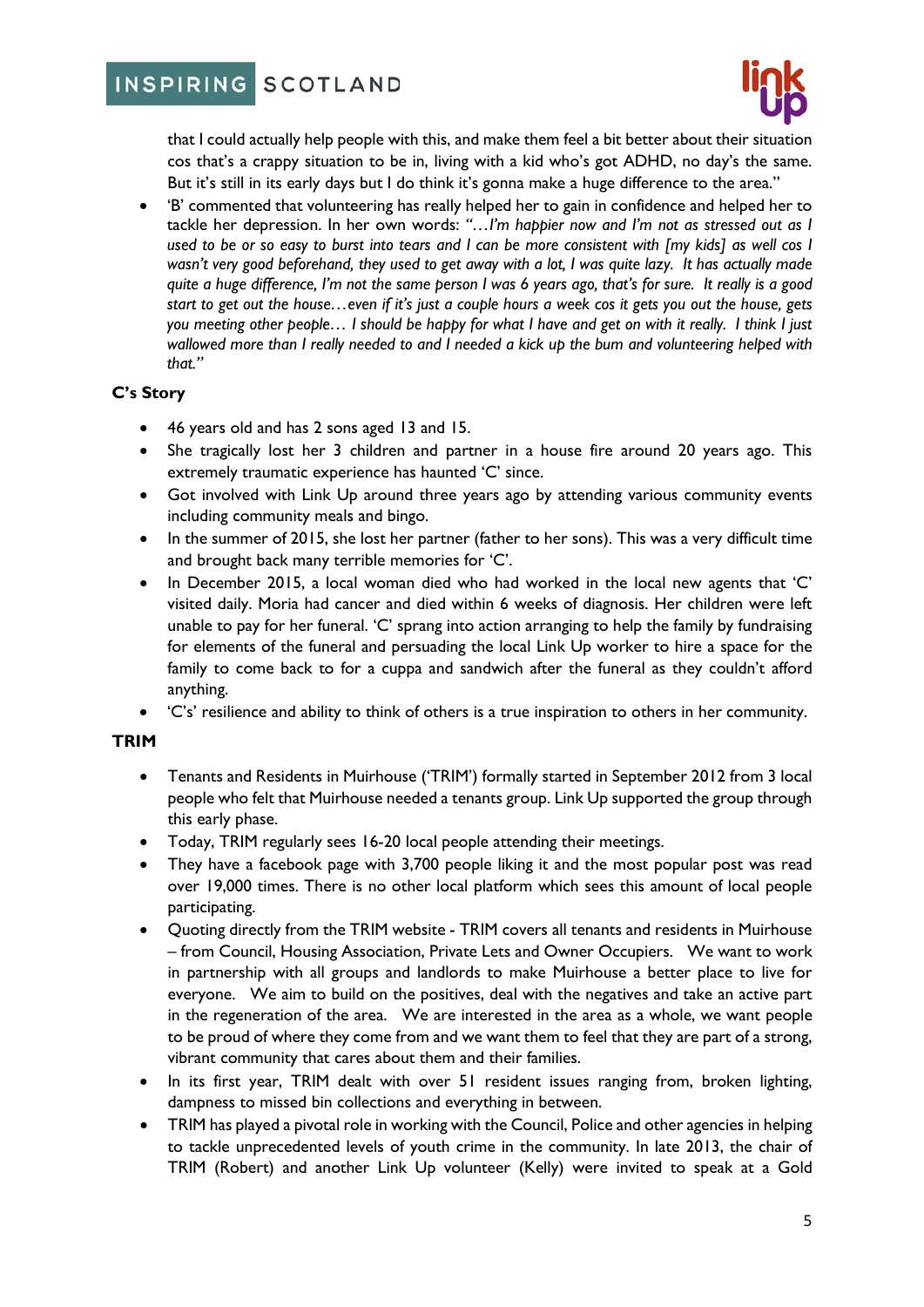that I could actually help people with this, and make them feel a bit better about their situation cos that's a crappy situation to be in, living with a kid who's got ADHD, no day's the same. But it's still in its early days but I do think it's gonna make a huge difference to the area."

- 'B' commented that volunteering has really helped her to gain in confidence and helped her to tackle her depression. In her own words: *"…I'm happier now and I'm not as stressed out as I used to be or so easy to burst into tears and I can be more consistent with [my kids] as well cos I wasn't very good beforehand, they used to get away with a lot, I was quite lazy. It has actually made quite a huge difference, I'm not the same person I was 6 years ago, that's for sure. It really is a good start to get out the house…even if it's just a couple hours a week cos it gets you out the house, gets you meeting other people… I should be happy for what I have and get on with it really. I think I just wallowed more than I really needed to and I needed a kick up the bum and volunteering helped with that."*

**C's Story**

- 46 years old and has 2 sons aged 13 and 15.
- She tragically lost her 3 children and partner in a house fire around 20 years ago. This extremely traumatic experience has haunted 'C' since.
- Got involved with Link Up around three years ago by attending various community events including community meals and bingo.
- In the summer of 2015, she lost her partner (father to her sons). This was a very difficult time and brought back many terrible memories for 'C'.
- In December 2015, a local woman died who had worked in the local new agents that 'C' visited daily. Moria had cancer and died within 6 weeks of diagnosis. Her children were left unable to pay for her funeral. 'C' sprang into action arranging to help the family by fundraising for elements of the funeral and persuading the local Link Up worker to hire a space for the family to come back to for a cuppa and sandwich after the funeral as they couldn't afford anything.
- 'C's' resilience and ability to think of others is a true inspiration to others in her community.

**TRIM**

- Tenants and Residents in Muirhouse ('TRIM') formally started in September 2012 from 3 local people who felt that Muirhouse needed a tenants group. Link Up supported the group through this early phase.
- Today, TRIM regularly sees 16-20 local people attending their meetings.
- They have a facebook page with 3,700 people liking it and the most popular post was read over 19,000 times. There is no other local platform which sees this amount of local people participating.
- Quoting directly from the TRIM website - TRIM covers all tenants and residents in Muirhouse – from Council, Housing Association, Private Lets and Owner Occupiers. We want to work in partnership with all groups and landlords to make Muirhouse a better place to live for everyone. We aim to build on the positives, deal with the negatives and take an active part in the regeneration of the area. We are interested in the area as a whole, we want people to be proud of where they come from and we want them to feel that they are part of a strong, vibrant community that cares about them and their families.
- In its first year, TRIM dealt with over 51 resident issues ranging from, broken lighting, dampness to missed bin collections and everything in between.
- TRIM has played a pivotal role in working with the Council, Police and other agencies in helping to tackle unprecedented levels of youth crime in the community. In late 2013, the chair of TRIM (Robert) and another Link Up volunteer (Kelly) were invited to speak at a Gold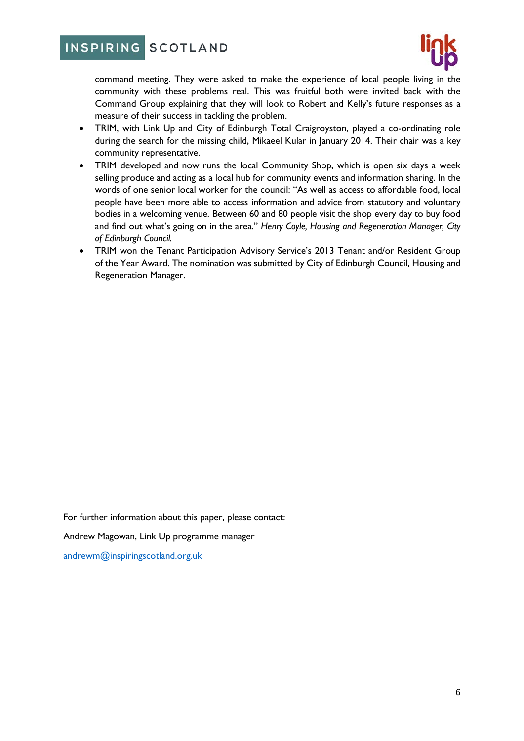command meeting. They were asked to make the experience of local people living in the community with these problems real. This was fruitful both were invited back with the Command Group explaining that they will look to Robert and Kelly's future responses as a measure of their success in tackling the problem.

- TRIM, with Link Up and City of Edinburgh Total Craigroyston, played a co-ordinating role during the search for the missing child, Mikaeel Kular in January 2014. Their chair was a key community representative.
- TRIM developed and now runs the local Community Shop, which is open six days a week selling produce and acting as a local hub for community events and information sharing. In the words of one senior local worker for the council: "As well as access to affordable food, local people have been more able to access information and advice from statutory and voluntary bodies in a welcoming venue. Between 60 and 80 people visit the shop every day to buy food and find out what's going on in the area." *Henry Coyle, Housing and Regeneration Manager, City of Edinburgh Council.*
- TRIM won the Tenant Participation Advisory Service's 2013 Tenant and/or Resident Group of the Year Award. The nomination was submitted by City of Edinburgh Council, Housing and Regeneration Manager.

For further information about this paper, please contact:

Andrew Magowan, Link Up programme manager

andrewm@inspiringscotland.org.uk